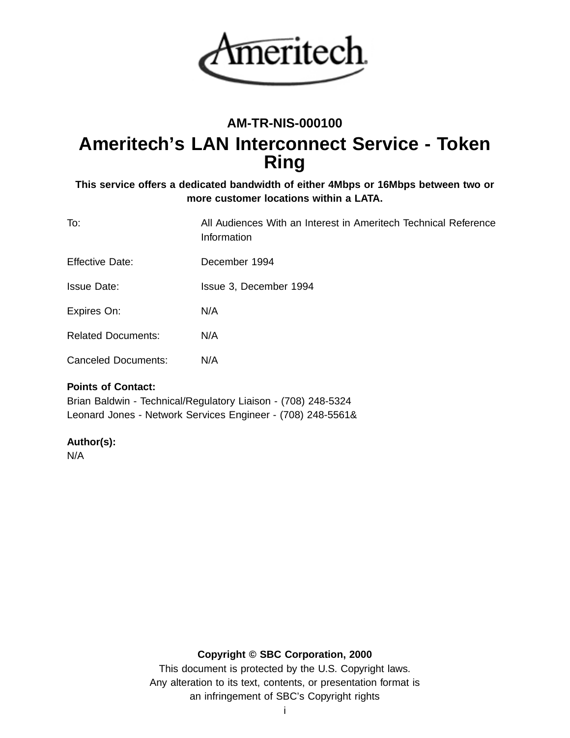Ameritech

**AM-TR-NIS-000100**

# Ameritech's LAN Interconnect Service - Token Ring

**This service offers a dedicated bandwidth of either 4Mbps or 16Mbps between two or more customer locations within a LATA.**

| | |
|---|---|
| To: | All Audiences With an Interest in Ameritech Technical Reference Information |
| Effective Date: | December 1994 |
| Issue Date: | Issue 3, December 1994 |
| Expires On: | N/A |
| Related Documents: | N/A |
| Canceled Documents: | N/A |

**Points of Contact:**
Brian Baldwin - Technical/Regulatory Liaison - (708) 248-5324
Leonard Jones - Network Services Engineer - (708) 248-5561&

**Author(s):**
N/A

**Copyright © SBC Corporation, 2000**
This document is protected by the U.S. Copyright laws.
Any alteration to its text, contents, or presentation format is
an infringement of SBC's Copyright rights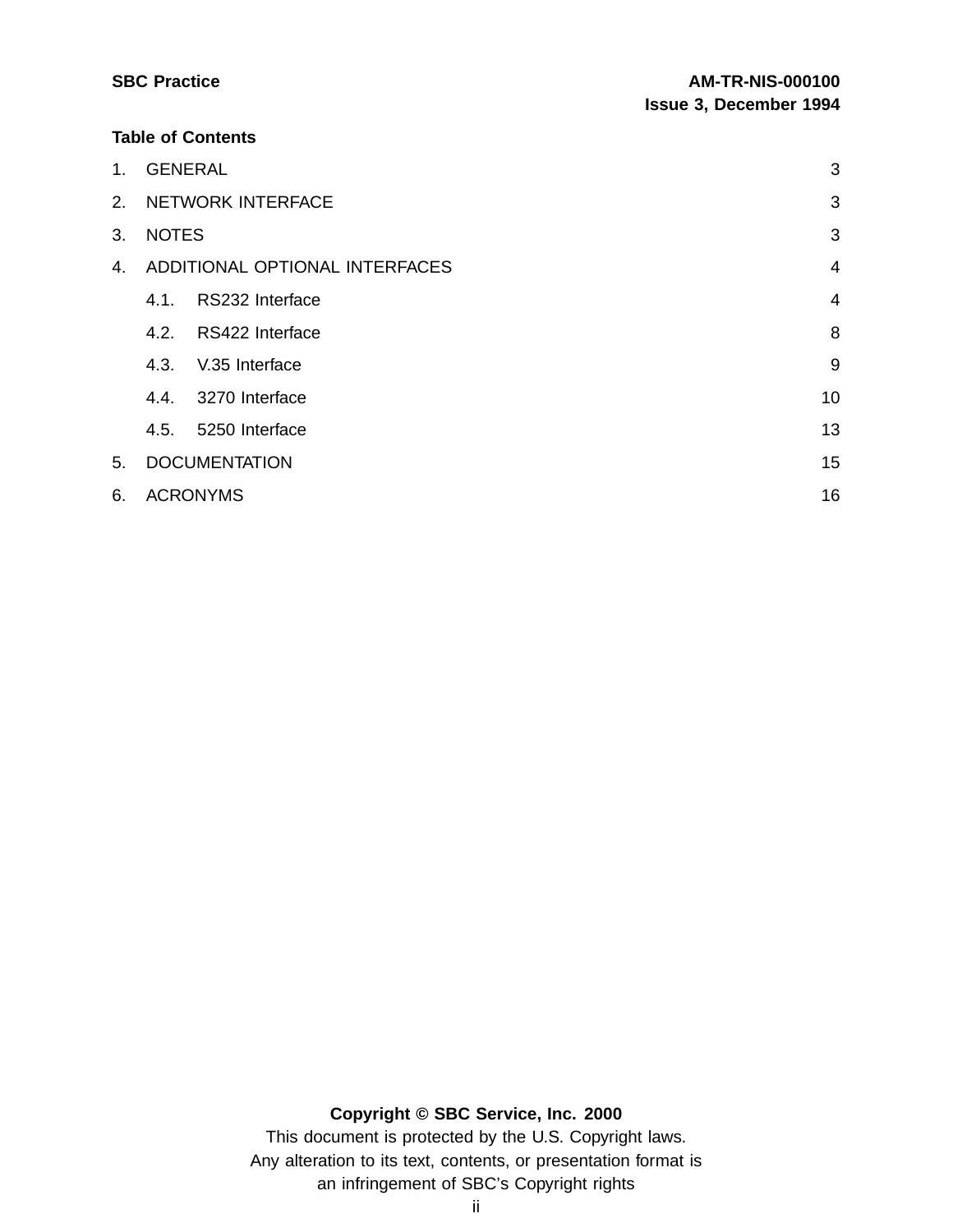**Table of Contents**

1. GENERAL 3
2. NETWORK INTERFACE 3
3. NOTES 3
4. ADDITIONAL OPTIONAL INTERFACES 4
   - 4.1. RS232 Interface 4
   - 4.2. RS422 Interface 8
   - 4.3. V.35 Interface 9
   - 4.4. 3270 Interface 10
   - 4.5. 5250 Interface 13
5. DOCUMENTATION 15
6. ACRONYMS 16

**Copyright © SBC Service, Inc. 2000**
This document is protected by the U.S. Copyright laws.
Any alteration to its text, contents, or presentation format is
an infringement of SBC's Copyright rights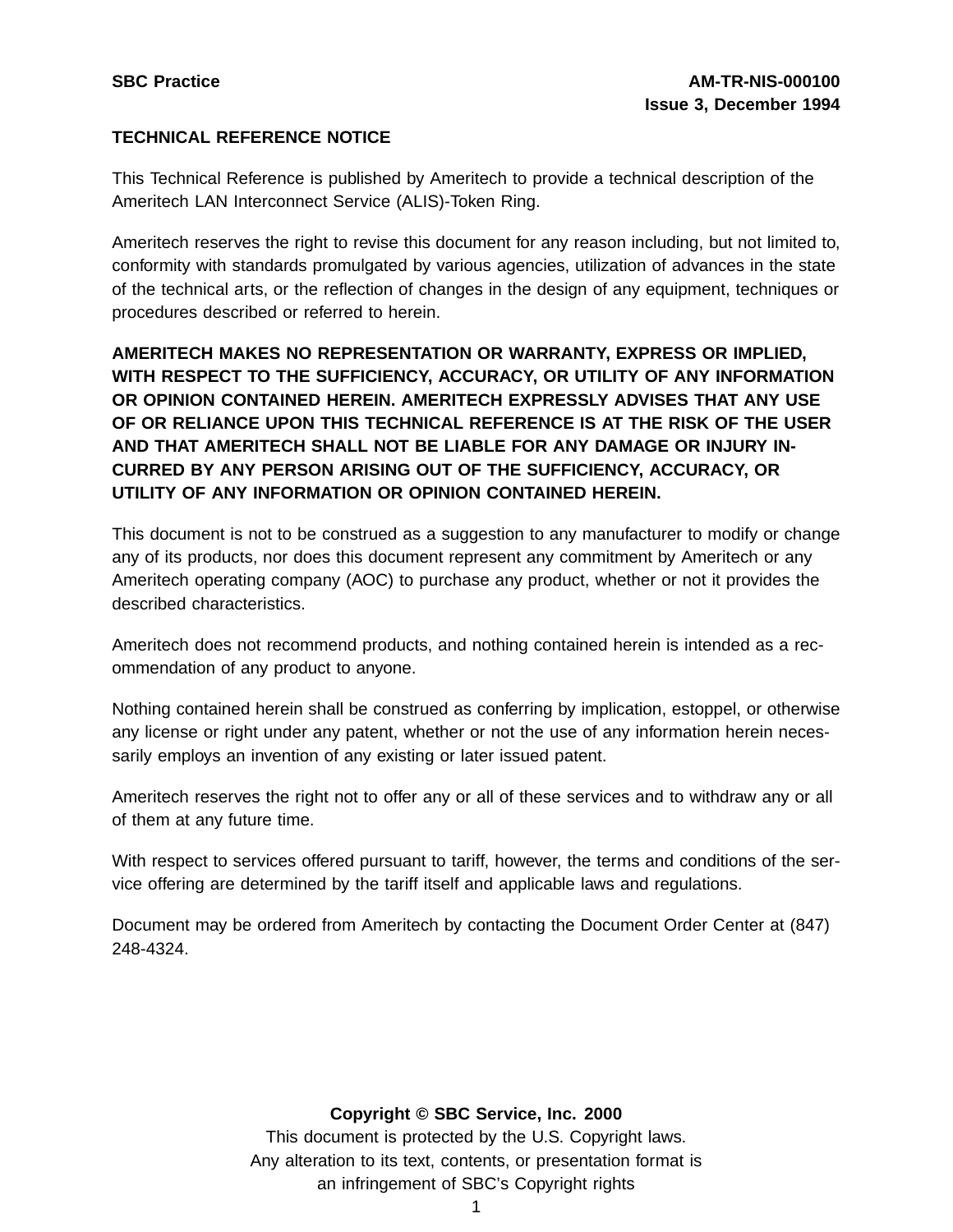**TECHNICAL REFERENCE NOTICE**

This Technical Reference is published by Ameritech to provide a technical description of the Ameritech LAN Interconnect Service (ALIS)-Token Ring.

Ameritech reserves the right to revise this document for any reason including, but not limited to, conformity with standards promulgated by various agencies, utilization of advances in the state of the technical arts, or the reflection of changes in the design of any equipment, techniques or procedures described or referred to herein.

**AMERITECH MAKES NO REPRESENTATION OR WARRANTY, EXPRESS OR IMPLIED, WITH RESPECT TO THE SUFFICIENCY, ACCURACY, OR UTILITY OF ANY INFORMATION OR OPINION CONTAINED HEREIN. AMERITECH EXPRESSLY ADVISES THAT ANY USE OF OR RELIANCE UPON THIS TECHNICAL REFERENCE IS AT THE RISK OF THE USER AND THAT AMERITECH SHALL NOT BE LIABLE FOR ANY DAMAGE OR INJURY INCURRED BY ANY PERSON ARISING OUT OF THE SUFFICIENCY, ACCURACY, OR UTILITY OF ANY INFORMATION OR OPINION CONTAINED HEREIN.**

This document is not to be construed as a suggestion to any manufacturer to modify or change any of its products, nor does this document represent any commitment by Ameritech or any Ameritech operating company (AOC) to purchase any product, whether or not it provides the described characteristics.

Ameritech does not recommend products, and nothing contained herein is intended as a recommendation of any product to anyone.

Nothing contained herein shall be construed as conferring by implication, estoppel, or otherwise any license or right under any patent, whether or not the use of any information herein necessarily employs an invention of any existing or later issued patent.

Ameritech reserves the right not to offer any or all of these services and to withdraw any or all of them at any future time.

With respect to services offered pursuant to tariff, however, the terms and conditions of the service offering are determined by the tariff itself and applicable laws and regulations.

Document may be ordered from Ameritech by contacting the Document Order Center at (847) 248-4324.

**Copyright © SBC Service, Inc. 2000**

This document is protected by the U.S. Copyright laws.
Any alteration to its text, contents, or presentation format is
an infringement of SBC's Copyright rights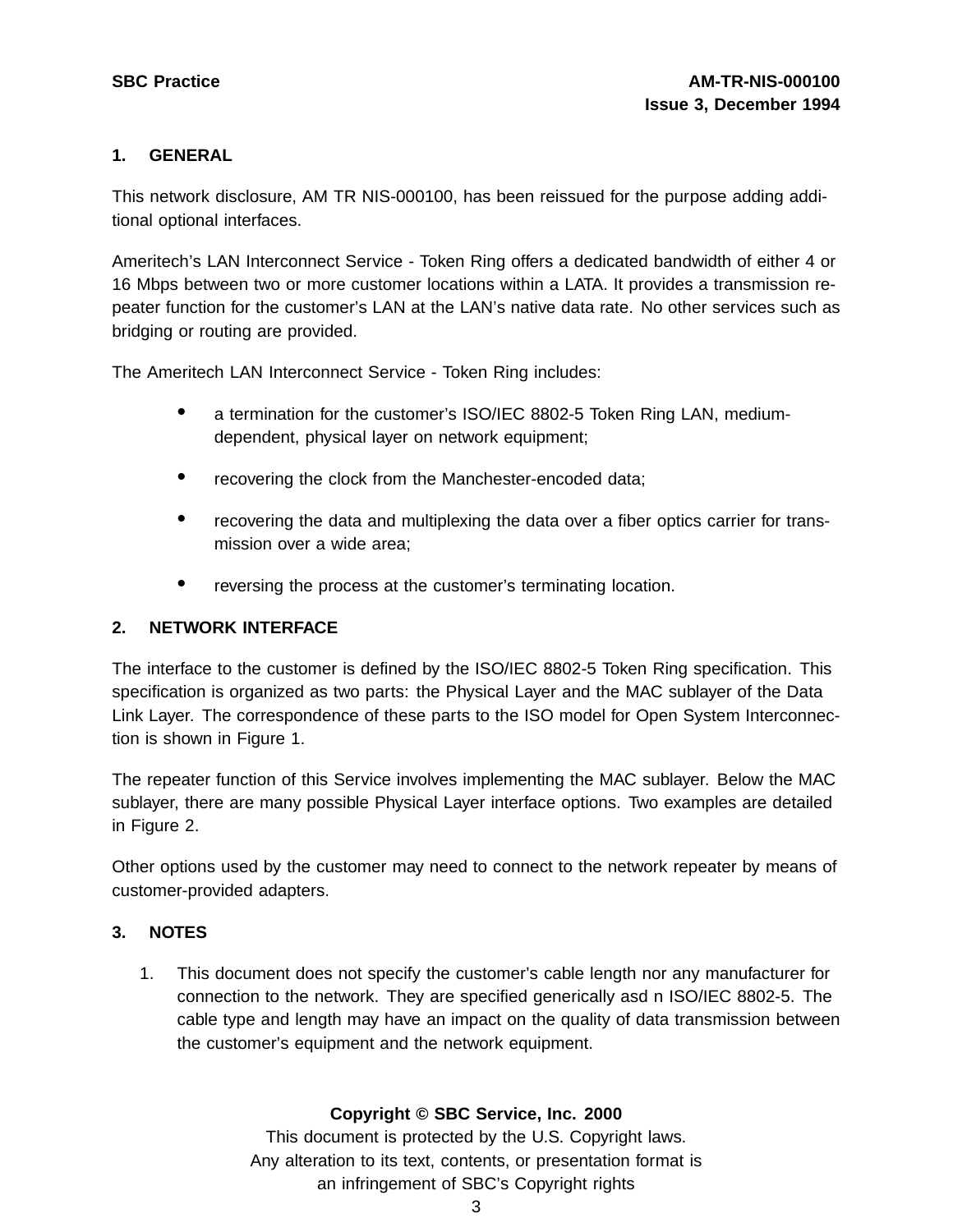## 1. GENERAL

This network disclosure, AM TR NIS-000100, has been reissued for the purpose adding additional optional interfaces.

Ameritech's LAN Interconnect Service - Token Ring offers a dedicated bandwidth of either 4 or 16 Mbps between two or more customer locations within a LATA. It provides a transmission repeater function for the customer's LAN at the LAN's native data rate. No other services such as bridging or routing are provided.

The Ameritech LAN Interconnect Service - Token Ring includes:

- a termination for the customer's ISO/IEC 8802-5 Token Ring LAN, medium-dependent, physical layer on network equipment;
- recovering the clock from the Manchester-encoded data;
- recovering the data and multiplexing the data over a fiber optics carrier for transmission over a wide area;
- reversing the process at the customer's terminating location.

## 2. NETWORK INTERFACE

The interface to the customer is defined by the ISO/IEC 8802-5 Token Ring specification. This specification is organized as two parts: the Physical Layer and the MAC sublayer of the Data Link Layer. The correspondence of these parts to the ISO model for Open System Interconnection is shown in Figure 1.

The repeater function of this Service involves implementing the MAC sublayer. Below the MAC sublayer, there are many possible Physical Layer interface options. Two examples are detailed in Figure 2.

Other options used by the customer may need to connect to the network repeater by means of customer-provided adapters.

## 3. NOTES

1. This document does not specify the customer's cable length nor any manufacturer for connection to the network. They are specified generically asd n ISO/IEC 8802-5. The cable type and length may have an impact on the quality of data transmission between the customer's equipment and the network equipment.

**Copyright © SBC Service, Inc. 2000**
This document is protected by the U.S. Copyright laws.
Any alteration to its text, contents, or presentation format is
an infringement of SBC's Copyright rights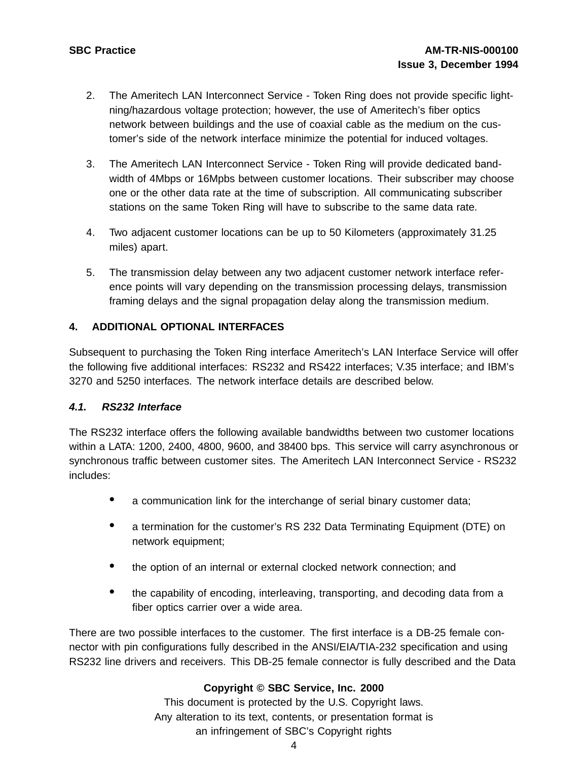2. The Ameritech LAN Interconnect Service - Token Ring does not provide specific lightning/hazardous voltage protection; however, the use of Ameritech's fiber optics network between buildings and the use of coaxial cable as the medium on the customer's side of the network interface minimize the potential for induced voltages.

3. The Ameritech LAN Interconnect Service - Token Ring will provide dedicated bandwidth of 4Mbps or 16Mpbs between customer locations. Their subscriber may choose one or the other data rate at the time of subscription. All communicating subscriber stations on the same Token Ring will have to subscribe to the same data rate.

4. Two adjacent customer locations can be up to 50 Kilometers (approximately 31.25 miles) apart.

5. The transmission delay between any two adjacent customer network interface reference points will vary depending on the transmission processing delays, transmission framing delays and the signal propagation delay along the transmission medium.

## 4. ADDITIONAL OPTIONAL INTERFACES

Subsequent to purchasing the Token Ring interface Ameritech's LAN Interface Service will offer the following five additional interfaces: RS232 and RS422 interfaces; V.35 interface; and IBM's 3270 and 5250 interfaces. The network interface details are described below.

### *4.1. RS232 Interface*

The RS232 interface offers the following available bandwidths between two customer locations within a LATA: 1200, 2400, 4800, 9600, and 38400 bps. This service will carry asynchronous or synchronous traffic between customer sites. The Ameritech LAN Interconnect Service - RS232 includes:

- a communication link for the interchange of serial binary customer data;
- a termination for the customer's RS 232 Data Terminating Equipment (DTE) on network equipment;
- the option of an internal or external clocked network connection; and
- the capability of encoding, interleaving, transporting, and decoding data from a fiber optics carrier over a wide area.

There are two possible interfaces to the customer. The first interface is a DB-25 female connector with pin configurations fully described in the ANSI/EIA/TIA-232 specification and using RS232 line drivers and receivers. This DB-25 female connector is fully described and the Data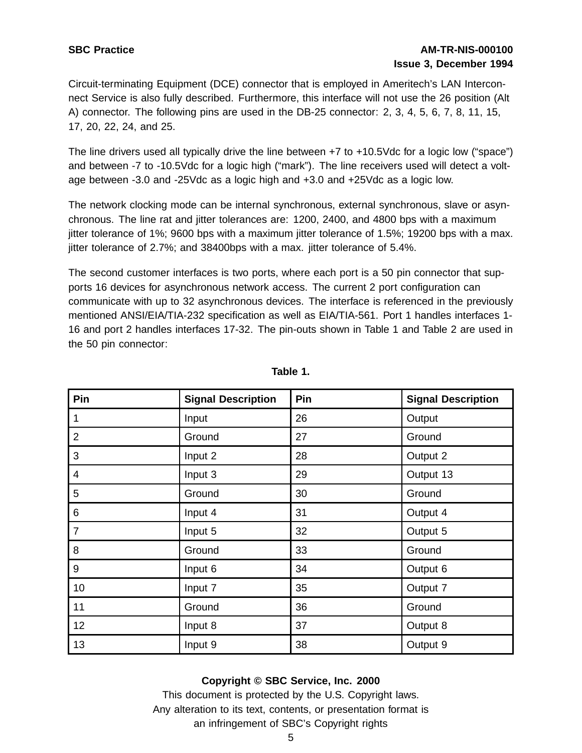Circuit-terminating Equipment (DCE) connector that is employed in Ameritech's LAN Interconnect Service is also fully described. Furthermore, this interface will not use the 26 position (Alt A) connector. The following pins are used in the DB-25 connector: 2, 3, 4, 5, 6, 7, 8, 11, 15, 17, 20, 22, 24, and 25.

The line drivers used all typically drive the line between +7 to +10.5Vdc for a logic low ("space") and between -7 to -10.5Vdc for a logic high ("mark"). The line receivers used will detect a voltage between -3.0 and -25Vdc as a logic high and +3.0 and +25Vdc as a logic low.

The network clocking mode can be internal synchronous, external synchronous, slave or asynchronous. The line rat and jitter tolerances are: 1200, 2400, and 4800 bps with a maximum jitter tolerance of 1%; 9600 bps with a maximum jitter tolerance of 1.5%; 19200 bps with a max. jitter tolerance of 2.7%; and 38400bps with a max. jitter tolerance of 5.4%.

The second customer interfaces is two ports, where each port is a 50 pin connector that supports 16 devices for asynchronous network access. The current 2 port configuration can communicate with up to 32 asynchronous devices. The interface is referenced in the previously mentioned ANSI/EIA/TIA-232 specification as well as EIA/TIA-561. Port 1 handles interfaces 1-16 and port 2 handles interfaces 17-32. The pin-outs shown in Table 1 and Table 2 are used in the 50 pin connector:

**Table 1.**

| Pin | Signal Description | Pin | Signal Description |
|---|---|---|---|
| 1 | Input | 26 | Output |
| 2 | Ground | 27 | Ground |
| 3 | Input 2 | 28 | Output 2 |
| 4 | Input 3 | 29 | Output 13 |
| 5 | Ground | 30 | Ground |
| 6 | Input 4 | 31 | Output 4 |
| 7 | Input 5 | 32 | Output 5 |
| 8 | Ground | 33 | Ground |
| 9 | Input 6 | 34 | Output 6 |
| 10 | Input 7 | 35 | Output 7 |
| 11 | Ground | 36 | Ground |
| 12 | Input 8 | 37 | Output 8 |
| 13 | Input 9 | 38 | Output 9 |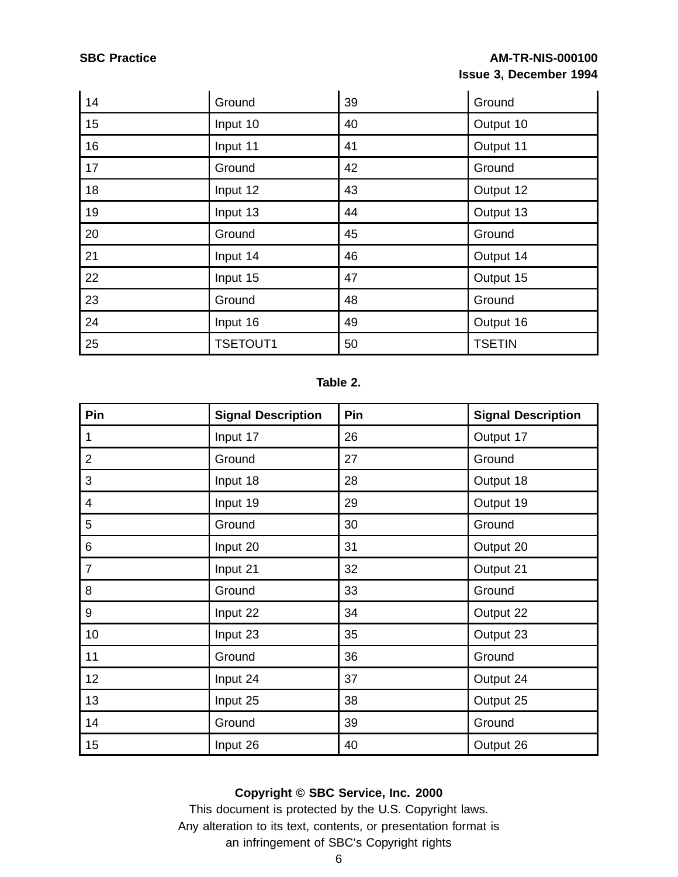| | | | |
|---|---|---|---|
| 14 | Ground | 39 | Ground |
| 15 | Input 10 | 40 | Output 10 |
| 16 | Input 11 | 41 | Output 11 |
| 17 | Ground | 42 | Ground |
| 18 | Input 12 | 43 | Output 12 |
| 19 | Input 13 | 44 | Output 13 |
| 20 | Ground | 45 | Ground |
| 21 | Input 14 | 46 | Output 14 |
| 22 | Input 15 | 47 | Output 15 |
| 23 | Ground | 48 | Ground |
| 24 | Input 16 | 49 | Output 16 |
| 25 | TSETOUT1 | 50 | TSETIN |

**Table 2.**

| Pin | Signal Description | Pin | Signal Description |
|---|---|---|---|
| 1 | Input 17 | 26 | Output 17 |
| 2 | Ground | 27 | Ground |
| 3 | Input 18 | 28 | Output 18 |
| 4 | Input 19 | 29 | Output 19 |
| 5 | Ground | 30 | Ground |
| 6 | Input 20 | 31 | Output 20 |
| 7 | Input 21 | 32 | Output 21 |
| 8 | Ground | 33 | Ground |
| 9 | Input 22 | 34 | Output 22 |
| 10 | Input 23 | 35 | Output 23 |
| 11 | Ground | 36 | Ground |
| 12 | Input 24 | 37 | Output 24 |
| 13 | Input 25 | 38 | Output 25 |
| 14 | Ground | 39 | Ground |
| 15 | Input 26 | 40 | Output 26 |

**Copyright © SBC Service, Inc. 2000**

This document is protected by the U.S. Copyright laws.

Any alteration to its text, contents, or presentation format is an infringement of SBC's Copyright rights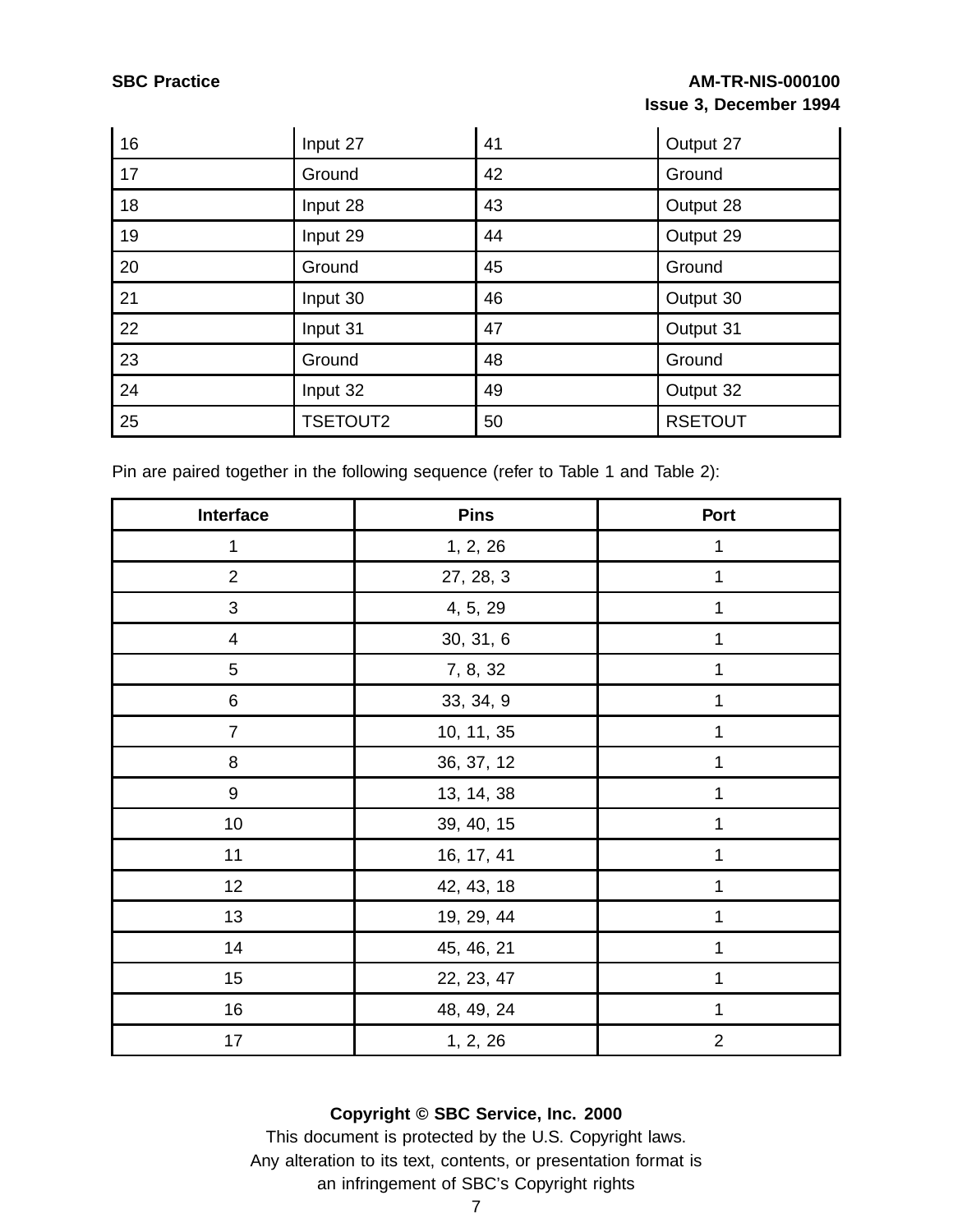| | | | |
|---|---|---|---|
| 16 | Input 27 | 41 | Output 27 |
| 17 | Ground | 42 | Ground |
| 18 | Input 28 | 43 | Output 28 |
| 19 | Input 29 | 44 | Output 29 |
| 20 | Ground | 45 | Ground |
| 21 | Input 30 | 46 | Output 30 |
| 22 | Input 31 | 47 | Output 31 |
| 23 | Ground | 48 | Ground |
| 24 | Input 32 | 49 | Output 32 |
| 25 | TSETOUT2 | 50 | RSETOUT |

Pin are paired together in the following sequence (refer to Table 1 and Table 2):

| Interface | Pins | Port |
|---|---|---|
| 1 | 1, 2, 26 | 1 |
| 2 | 27, 28, 3 | 1 |
| 3 | 4, 5, 29 | 1 |
| 4 | 30, 31, 6 | 1 |
| 5 | 7, 8, 32 | 1 |
| 6 | 33, 34, 9 | 1 |
| 7 | 10, 11, 35 | 1 |
| 8 | 36, 37, 12 | 1 |
| 9 | 13, 14, 38 | 1 |
| 10 | 39, 40, 15 | 1 |
| 11 | 16, 17, 41 | 1 |
| 12 | 42, 43, 18 | 1 |
| 13 | 19, 29, 44 | 1 |
| 14 | 45, 46, 21 | 1 |
| 15 | 22, 23, 47 | 1 |
| 16 | 48, 49, 24 | 1 |
| 17 | 1, 2, 26 | 2 |

**Copyright © SBC Service, Inc. 2000**

This document is protected by the U.S. Copyright laws.
Any alteration to its text, contents, or presentation format is
an infringement of SBC's Copyright rights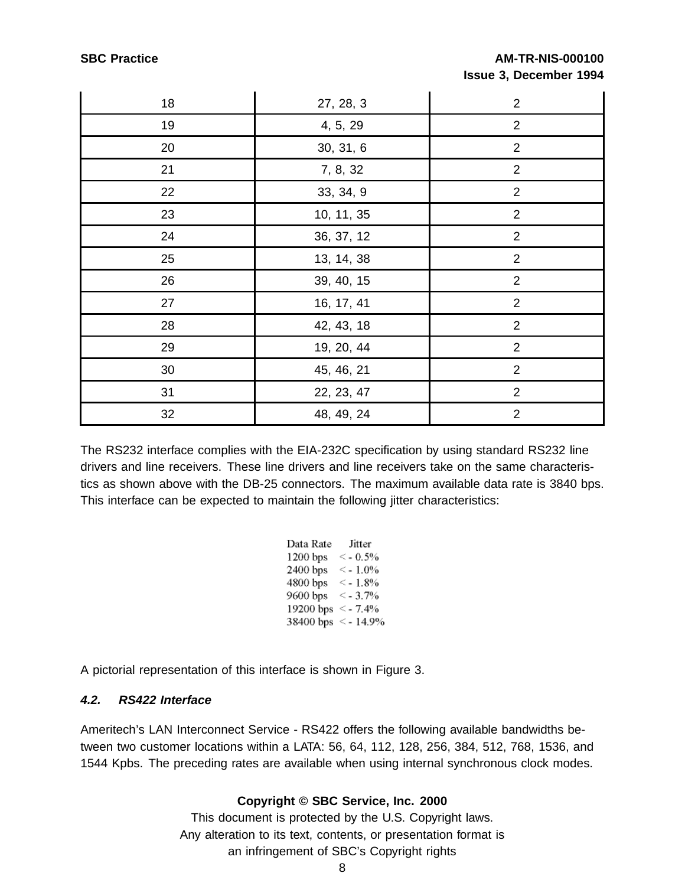| | | |
|---|---|---|
| 18 | 27, 28, 3 | 2 |
| 19 | 4, 5, 29 | 2 |
| 20 | 30, 31, 6 | 2 |
| 21 | 7, 8, 32 | 2 |
| 22 | 33, 34, 9 | 2 |
| 23 | 10, 11, 35 | 2 |
| 24 | 36, 37, 12 | 2 |
| 25 | 13, 14, 38 | 2 |
| 26 | 39, 40, 15 | 2 |
| 27 | 16, 17, 41 | 2 |
| 28 | 42, 43, 18 | 2 |
| 29 | 19, 20, 44 | 2 |
| 30 | 45, 46, 21 | 2 |
| 31 | 22, 23, 47 | 2 |
| 32 | 48, 49, 24 | 2 |

The RS232 interface complies with the EIA-232C specification by using standard RS232 line drivers and line receivers. These line drivers and line receivers take on the same characteristics as shown above with the DB-25 connectors. The maximum available data rate is 3840 bps. This interface can be expected to maintain the following jitter characteristics:

| Data Rate | Jitter |
|---|---|
| 1200 bps | < - 0.5% |
| 2400 bps | < - 1.0% |
| 4800 bps | < - 1.8% |
| 9600 bps | < - 3.7% |
| 19200 bps | < - 7.4% |
| 38400 bps | < - 14.9% |

A pictorial representation of this interface is shown in Figure 3.

### *4.2. RS422 Interface*

Ameritech's LAN Interconnect Service - RS422 offers the following available bandwidths between two customer locations within a LATA: 56, 64, 112, 128, 256, 384, 512, 768, 1536, and 1544 Kpbs. The preceding rates are available when using internal synchronous clock modes.

**Copyright © SBC Service, Inc. 2000**

This document is protected by the U.S. Copyright laws.
Any alteration to its text, contents, or presentation format is an infringement of SBC's Copyright rights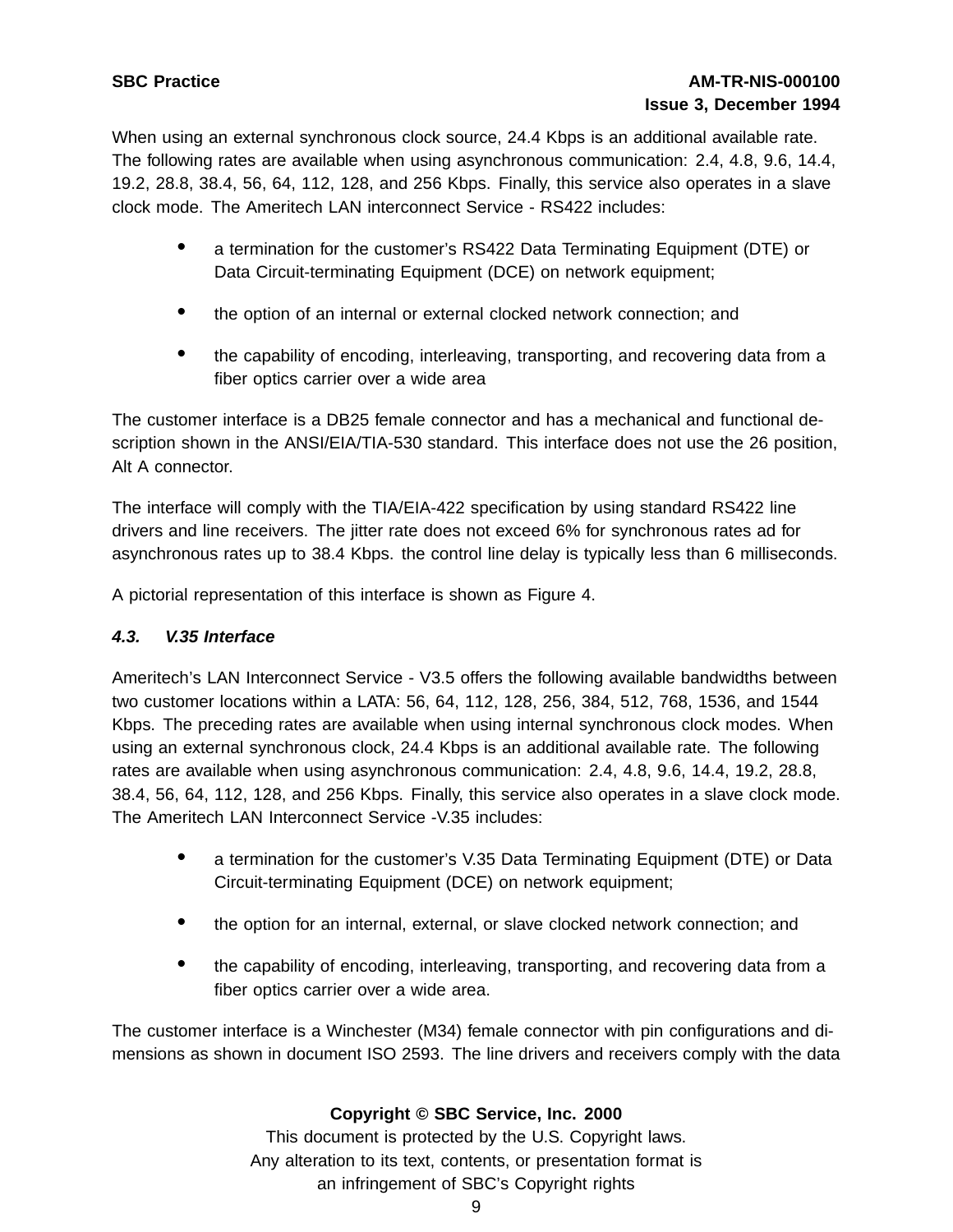When using an external synchronous clock source, 24.4 Kbps is an additional available rate. The following rates are available when using asynchronous communication: 2.4, 4.8, 9.6, 14.4, 19.2, 28.8, 38.4, 56, 64, 112, 128, and 256 Kbps. Finally, this service also operates in a slave clock mode. The Ameritech LAN interconnect Service - RS422 includes:

- a termination for the customer’s RS422 Data Terminating Equipment (DTE) or Data Circuit-terminating Equipment (DCE) on network equipment;
- the option of an internal or external clocked network connection; and
- the capability of encoding, interleaving, transporting, and recovering data from a fiber optics carrier over a wide area

The customer interface is a DB25 female connector and has a mechanical and functional description shown in the ANSI/EIA/TIA-530 standard. This interface does not use the 26 position, Alt A connector.

The interface will comply with the TIA/EIA-422 specification by using standard RS422 line drivers and line receivers. The jitter rate does not exceed 6% for synchronous rates ad for asynchronous rates up to 38.4 Kbps. the control line delay is typically less than 6 milliseconds.

A pictorial representation of this interface is shown as Figure 4.

### *4.3. V.35 Interface*

Ameritech’s LAN Interconnect Service - V3.5 offers the following available bandwidths between two customer locations within a LATA: 56, 64, 112, 128, 256, 384, 512, 768, 1536, and 1544 Kbps. The preceding rates are available when using internal synchronous clock modes. When using an external synchronous clock, 24.4 Kbps is an additional available rate. The following rates are available when using asynchronous communication: 2.4, 4.8, 9.6, 14.4, 19.2, 28.8, 38.4, 56, 64, 112, 128, and 256 Kbps. Finally, this service also operates in a slave clock mode. The Ameritech LAN Interconnect Service -V.35 includes:

- a termination for the customer’s V.35 Data Terminating Equipment (DTE) or Data Circuit-terminating Equipment (DCE) on network equipment;
- the option for an internal, external, or slave clocked network connection; and
- the capability of encoding, interleaving, transporting, and recovering data from a fiber optics carrier over a wide area.

The customer interface is a Winchester (M34) female connector with pin configurations and dimensions as shown in document ISO 2593. The line drivers and receivers comply with the data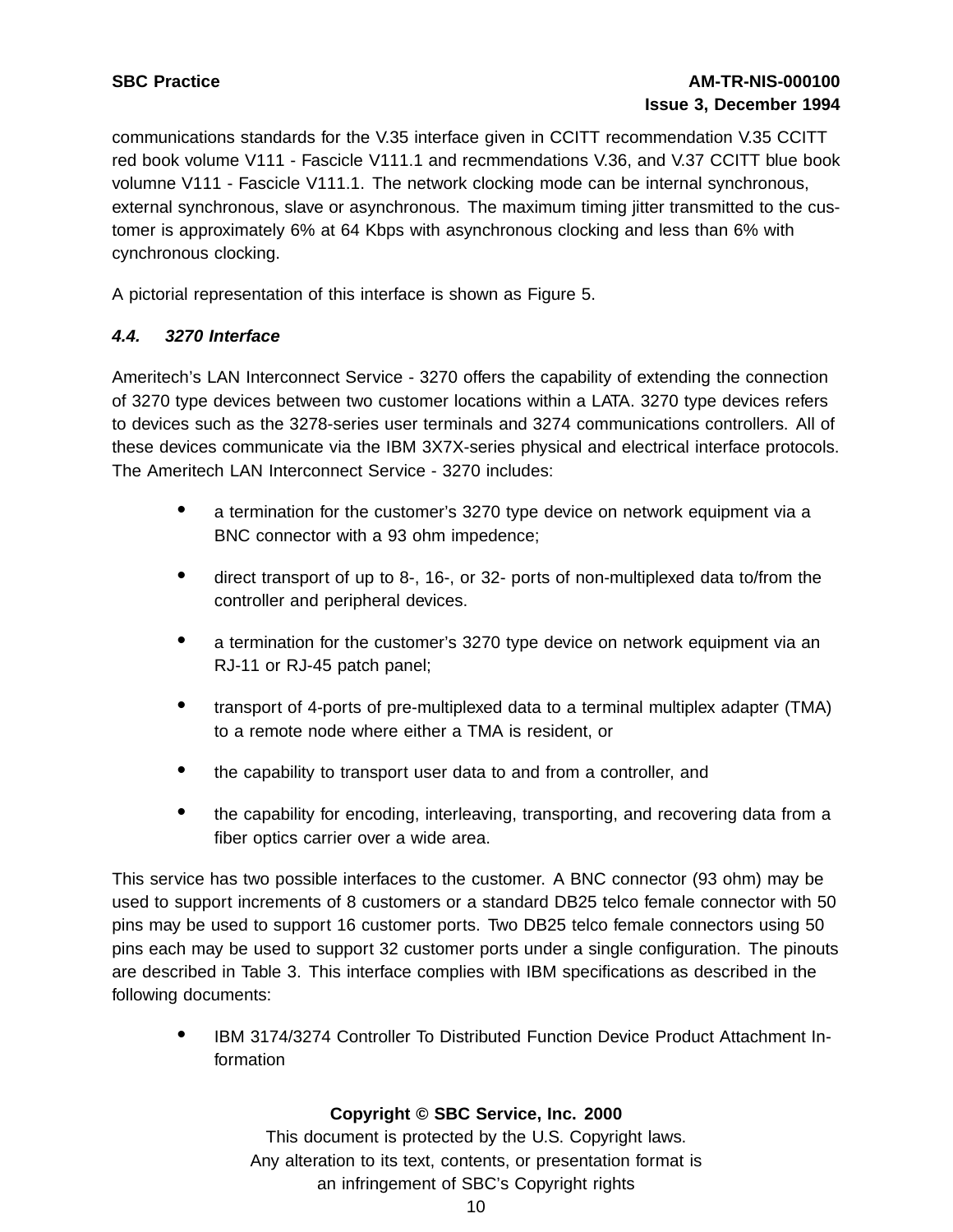communications standards for the V.35 interface given in CCITT recommendation V.35 CCITT red book volume V111 - Fascicle V111.1 and recmmendations V.36, and V.37 CCITT blue book volumne V111 - Fascicle V111.1. The network clocking mode can be internal synchronous, external synchronous, slave or asynchronous. The maximum timing jitter transmitted to the customer is approximately 6% at 64 Kbps with asynchronous clocking and less than 6% with cynchronous clocking.

A pictorial representation of this interface is shown as Figure 5.

### *4.4. 3270 Interface*

Ameritech's LAN Interconnect Service - 3270 offers the capability of extending the connection of 3270 type devices between two customer locations within a LATA. 3270 type devices refers to devices such as the 3278-series user terminals and 3274 communications controllers. All of these devices communicate via the IBM 3X7X-series physical and electrical interface protocols. The Ameritech LAN Interconnect Service - 3270 includes:

- a termination for the customer's 3270 type device on network equipment via a BNC connector with a 93 ohm impedence;
- direct transport of up to 8-, 16-, or 32- ports of non-multiplexed data to/from the controller and peripheral devices.
- a termination for the customer's 3270 type device on network equipment via an RJ-11 or RJ-45 patch panel;
- transport of 4-ports of pre-multiplexed data to a terminal multiplex adapter (TMA) to a remote node where either a TMA is resident, or
- the capability to transport user data to and from a controller, and
- the capability for encoding, interleaving, transporting, and recovering data from a fiber optics carrier over a wide area.

This service has two possible interfaces to the customer. A BNC connector (93 ohm) may be used to support increments of 8 customers or a standard DB25 telco female connector with 50 pins may be used to support 16 customer ports. Two DB25 telco female connectors using 50 pins each may be used to support 32 customer ports under a single configuration. The pinouts are described in Table 3. This interface complies with IBM specifications as described in the following documents:

- IBM 3174/3274 Controller To Distributed Function Device Product Attachment Information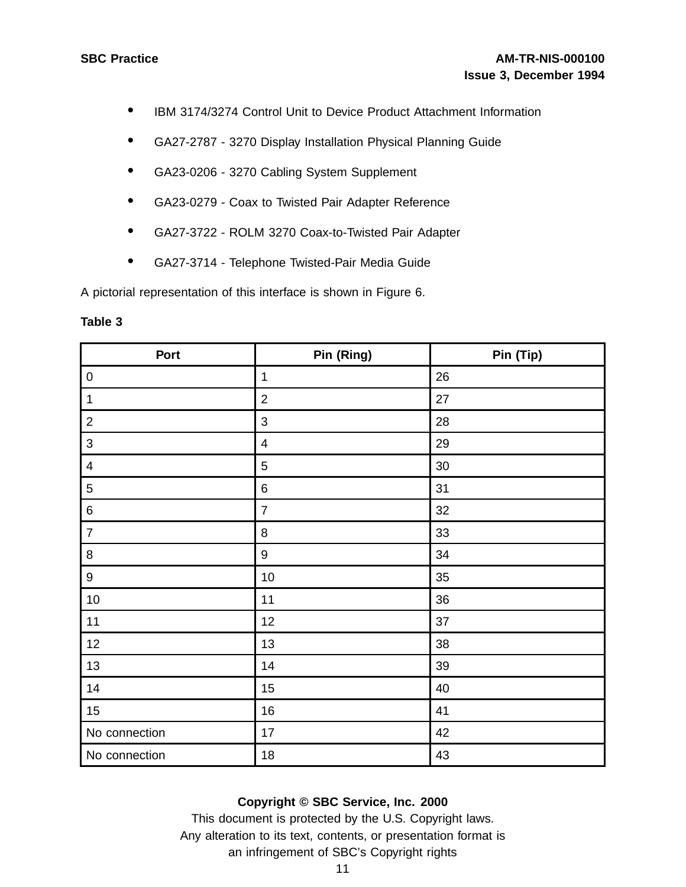- IBM 3174/3274 Control Unit to Device Product Attachment Information
- GA27-2787 - 3270 Display Installation Physical Planning Guide
- GA23-0206 - 3270 Cabling System Supplement
- GA23-0279 - Coax to Twisted Pair Adapter Reference
- GA27-3722 - ROLM 3270 Coax-to-Twisted Pair Adapter
- GA27-3714 - Telephone Twisted-Pair Media Guide

A pictorial representation of this interface is shown in Figure 6.

**Table 3**

| Port | Pin (Ring) | Pin (Tip) |
|---|---|---|
| 0 | 1 | 26 |
| 1 | 2 | 27 |
| 2 | 3 | 28 |
| 3 | 4 | 29 |
| 4 | 5 | 30 |
| 5 | 6 | 31 |
| 6 | 7 | 32 |
| 7 | 8 | 33 |
| 8 | 9 | 34 |
| 9 | 10 | 35 |
| 10 | 11 | 36 |
| 11 | 12 | 37 |
| 12 | 13 | 38 |
| 13 | 14 | 39 |
| 14 | 15 | 40 |
| 15 | 16 | 41 |
| No connection | 17 | 42 |
| No connection | 18 | 43 |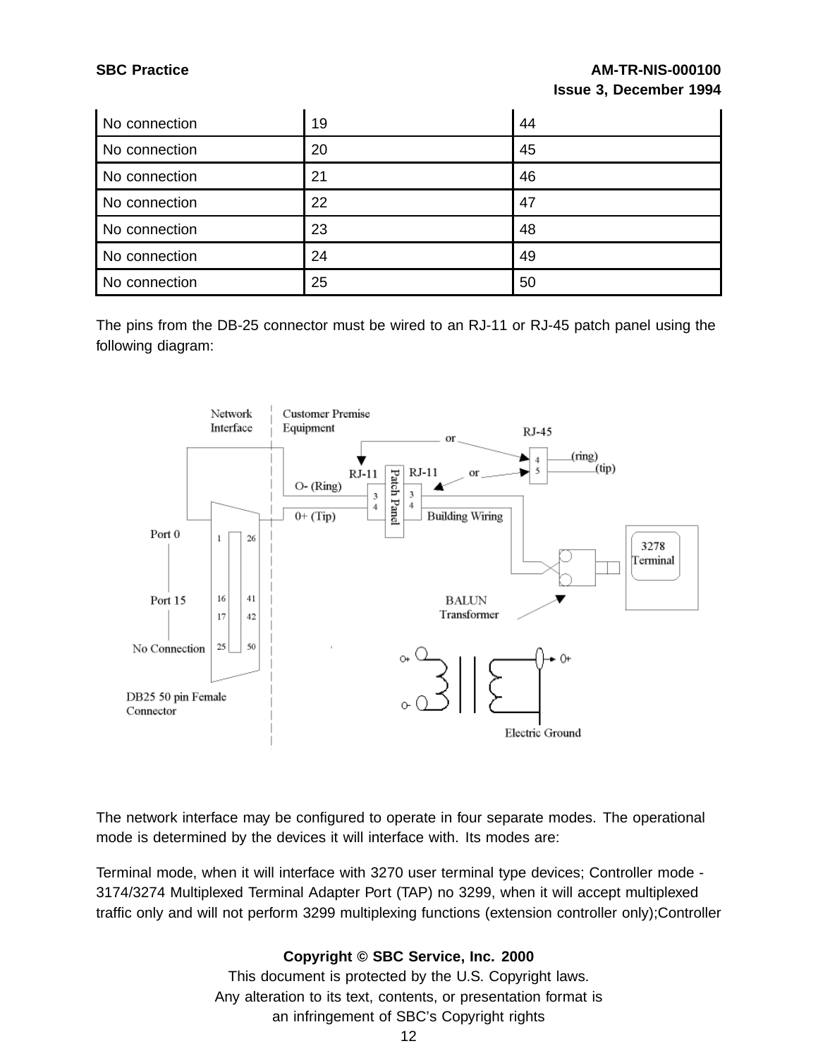| | | |
|---|---|---|
| No connection | 19 | 44 |
| No connection | 20 | 45 |
| No connection | 21 | 46 |
| No connection | 22 | 47 |
| No connection | 23 | 48 |
| No connection | 24 | 49 |
| No connection | 25 | 50 |

The pins from the DB-25 connector must be wired to an RJ-11 or RJ-45 patch panel using the following diagram:

Network Interface

Customer Premise Equipment

or

RJ-45

RJ-11

RJ-11

Patch Panel

or

O- (Ring)

0+ (Tip)

Building Wiring

(ring)

(tip)

Port 0

Port 15

No Connection

DB25 50 pin Female Connector

3278 Terminal

BALUN Transformer

Electric Ground

The network interface may be configured to operate in four separate modes. The operational mode is determined by the devices it will interface with. Its modes are:

Terminal mode, when it will interface with 3270 user terminal type devices; Controller mode - 3174/3274 Multiplexed Terminal Adapter Port (TAP) no 3299, when it will accept multiplexed traffic only and will not perform 3299 multiplexing functions (extension controller only);Controller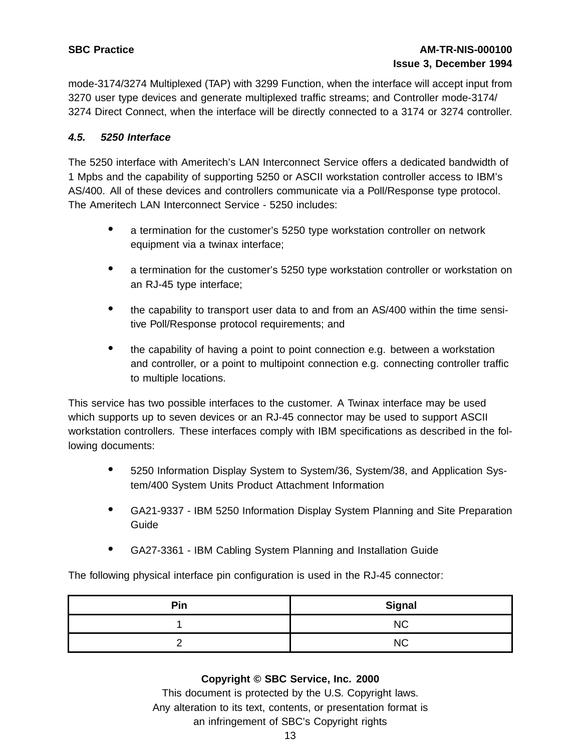mode-3174/3274 Multiplexed (TAP) with 3299 Function, when the interface will accept input from 3270 user type devices and generate multiplexed traffic streams; and Controller mode-3174/3274 Direct Connect, when the interface will be directly connected to a 3174 or 3274 controller.

### *4.5. 5250 Interface*

The 5250 interface with Ameritech's LAN Interconnect Service offers a dedicated bandwidth of 1 Mpbs and the capability of supporting 5250 or ASCII workstation controller access to IBM's AS/400. All of these devices and controllers communicate via a Poll/Response type protocol. The Ameritech LAN Interconnect Service - 5250 includes:

- a termination for the customer's 5250 type workstation controller on network equipment via a twinax interface;
- a termination for the customer's 5250 type workstation controller or workstation on an RJ-45 type interface;
- the capability to transport user data to and from an AS/400 within the time sensitive Poll/Response protocol requirements; and
- the capability of having a point to point connection e.g. between a workstation and controller, or a point to multipoint connection e.g. connecting controller traffic to multiple locations.

This service has two possible interfaces to the customer. A Twinax interface may be used which supports up to seven devices or an RJ-45 connector may be used to support ASCII workstation controllers. These interfaces comply with IBM specifications as described in the following documents:

- 5250 Information Display System to System/36, System/38, and Application System/400 System Units Product Attachment Information
- GA21-9337 - IBM 5250 Information Display System Planning and Site Preparation Guide
- GA27-3361 - IBM Cabling System Planning and Installation Guide

The following physical interface pin configuration is used in the RJ-45 connector:

| Pin | Signal |
|---|---|
| 1 | NC |
| 2 | NC |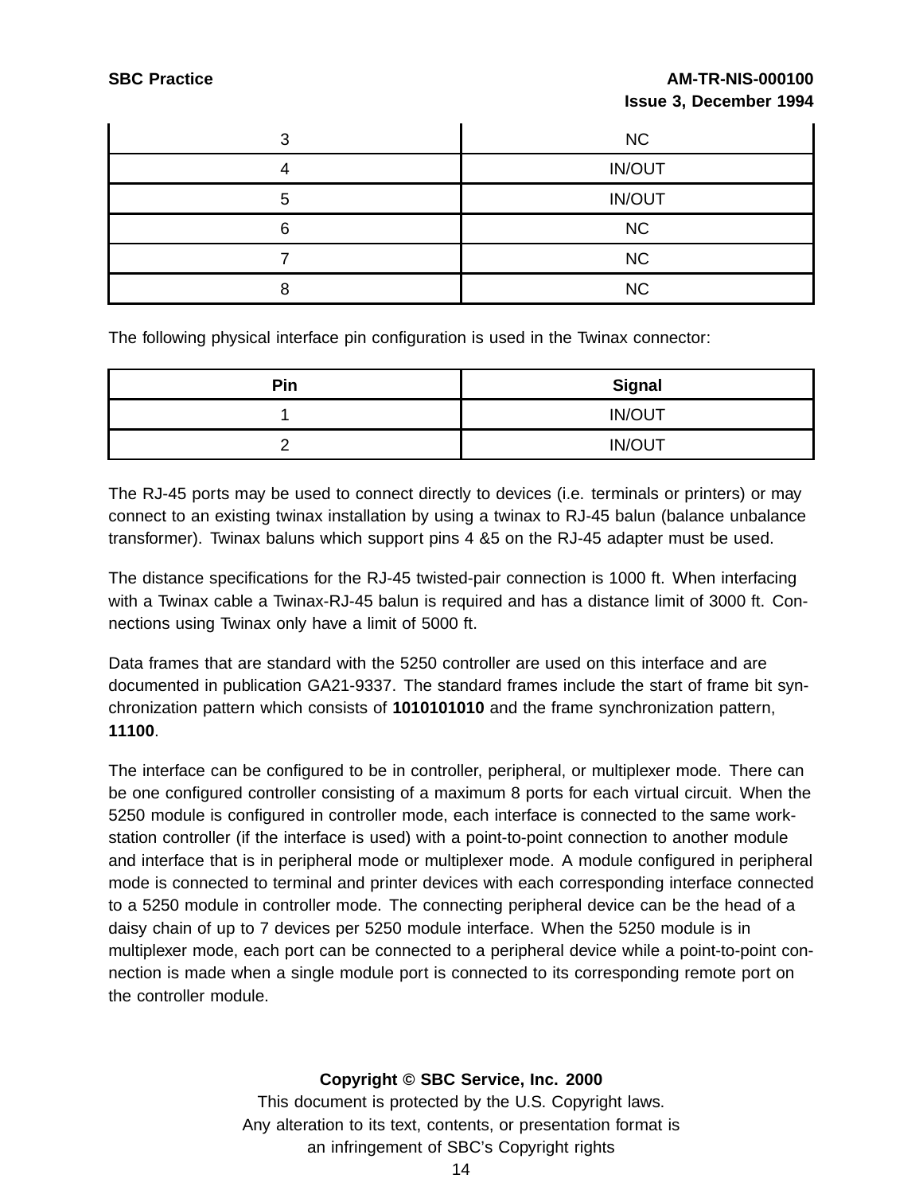| | |
|---|---|
| 3 | NC |
| 4 | IN/OUT |
| 5 | IN/OUT |
| 6 | NC |
| 7 | NC |
| 8 | NC |

The following physical interface pin configuration is used in the Twinax connector:

| Pin | Signal |
|---|---|
| 1 | IN/OUT |
| 2 | IN/OUT |

The RJ-45 ports may be used to connect directly to devices (i.e. terminals or printers) or may connect to an existing twinax installation by using a twinax to RJ-45 balun (balance unbalance transformer). Twinax baluns which support pins 4 &5 on the RJ-45 adapter must be used.

The distance specifications for the RJ-45 twisted-pair connection is 1000 ft. When interfacing with a Twinax cable a Twinax-RJ-45 balun is required and has a distance limit of 3000 ft. Connections using Twinax only have a limit of 5000 ft.

Data frames that are standard with the 5250 controller are used on this interface and are documented in publication GA21-9337. The standard frames include the start of frame bit synchronization pattern which consists of **1010101010** and the frame synchronization pattern, **11100**.

The interface can be configured to be in controller, peripheral, or multiplexer mode. There can be one configured controller consisting of a maximum 8 ports for each virtual circuit. When the 5250 module is configured in controller mode, each interface is connected to the same workstation controller (if the interface is used) with a point-to-point connection to another module and interface that is in peripheral mode or multiplexer mode. A module configured in peripheral mode is connected to terminal and printer devices with each corresponding interface connected to a 5250 module in controller mode. The connecting peripheral device can be the head of a daisy chain of up to 7 devices per 5250 module interface. When the 5250 module is in multiplexer mode, each port can be connected to a peripheral device while a point-to-point connection is made when a single module port is connected to its corresponding remote port on the controller module.

**Copyright © SBC Service, Inc. 2000**
This document is protected by the U.S. Copyright laws.
Any alteration to its text, contents, or presentation format is
an infringement of SBC's Copyright rights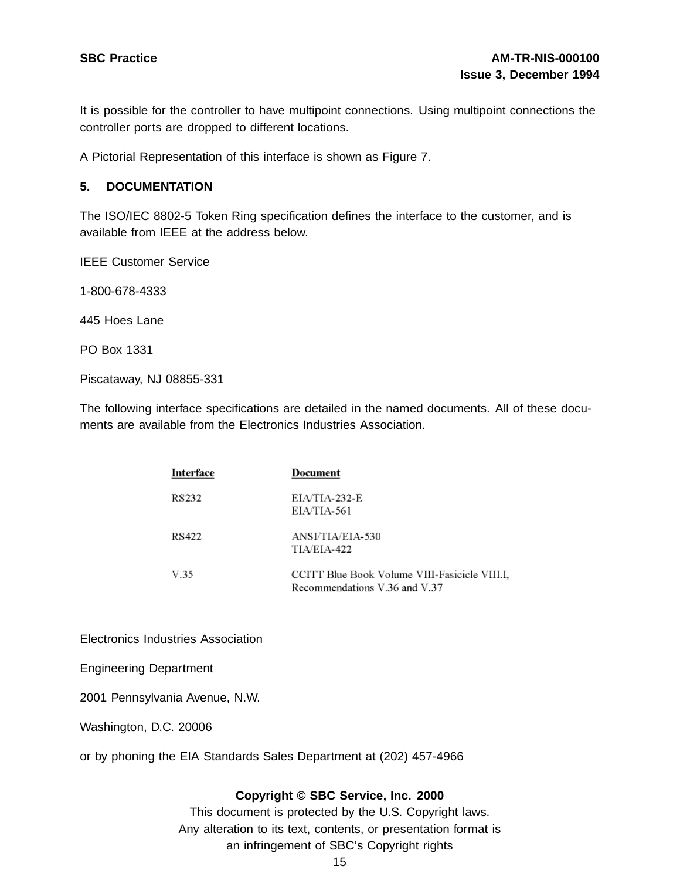It is possible for the controller to have multipoint connections. Using multipoint connections the controller ports are dropped to different locations.

A Pictorial Representation of this interface is shown as Figure 7.

## 5. DOCUMENTATION

The ISO/IEC 8802-5 Token Ring specification defines the interface to the customer, and is available from IEEE at the address below.

IEEE Customer Service

1-800-678-4333

445 Hoes Lane

PO Box 1331

Piscataway, NJ 08855-331

The following interface specifications are detailed in the named documents. All of these documents are available from the Electronics Industries Association.

| Interface | Document |
|---|---|
| RS232 | EIA/TIA-232-E<br>EIA/TIA-561 |
| RS422 | ANSI/TIA/EIA-530<br>TIA/EIA-422 |
| V.35 | CCITT Blue Book Volume VIII-Fasicicle VIII.I,<br>Recommendations V.36 and V.37 |

Electronics Industries Association

Engineering Department

2001 Pennsylvania Avenue, N.W.

Washington, D.C. 20006

or by phoning the EIA Standards Sales Department at (202) 457-4966

**Copyright © SBC Service, Inc. 2000**

This document is protected by the U.S. Copyright laws.
Any alteration to its text, contents, or presentation format is
an infringement of SBC's Copyright rights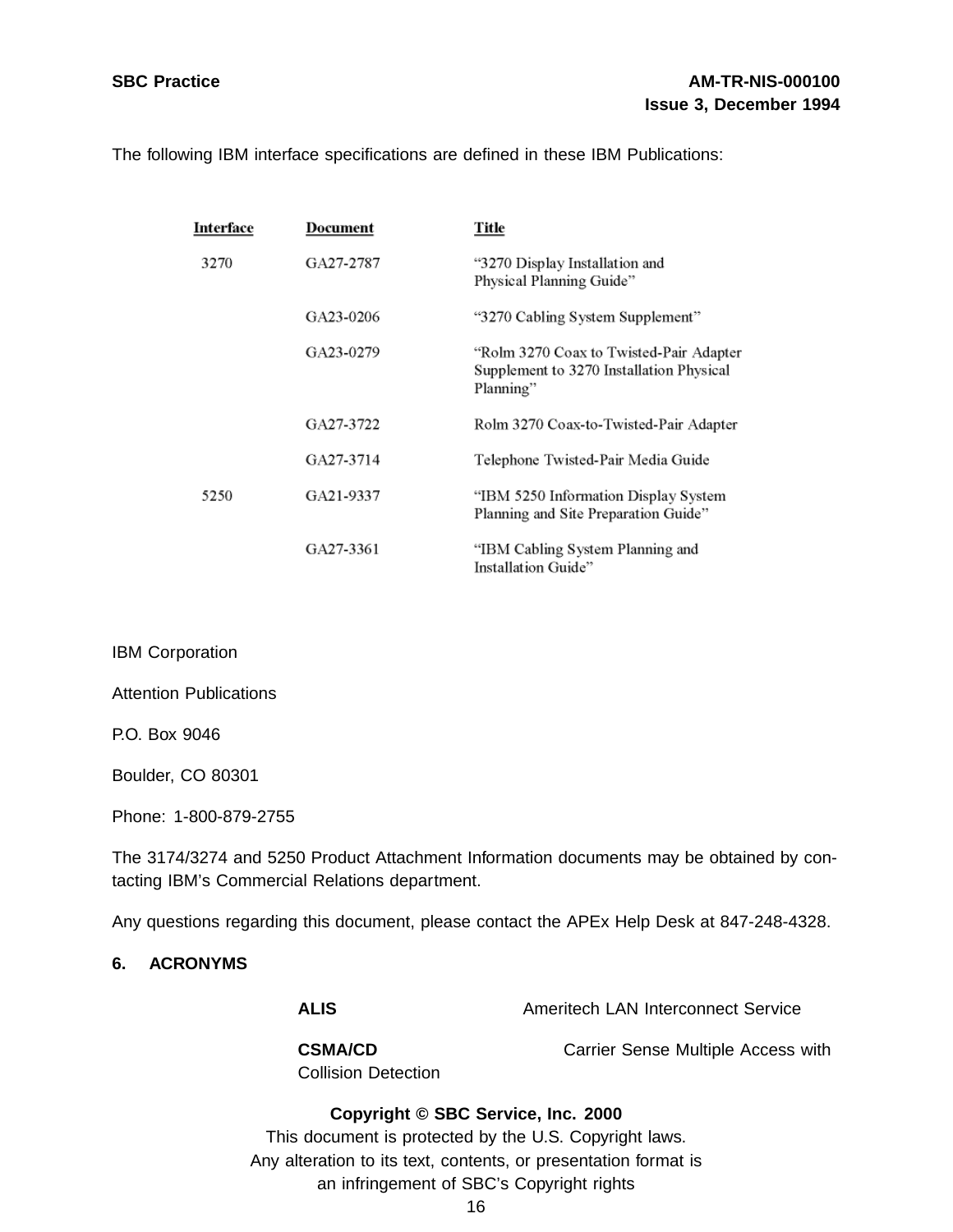The following IBM interface specifications are defined in these IBM Publications:

| Interface | Document | Title |
|---|---|---|
| 3270 | GA27-2787 | "3270 Display Installation and Physical Planning Guide" |
| | GA23-0206 | "3270 Cabling System Supplement" |
| | GA23-0279 | "Rolm 3270 Coax to Twisted-Pair Adapter Supplement to 3270 Installation Physical Planning" |
| | GA27-3722 | Rolm 3270 Coax-to-Twisted-Pair Adapter |
| | GA27-3714 | Telephone Twisted-Pair Media Guide |
| 5250 | GA21-9337 | "IBM 5250 Information Display System Planning and Site Preparation Guide" |
| | GA27-3361 | "IBM Cabling System Planning and Installation Guide" |

IBM Corporation

Attention Publications

P.O. Box 9046

Boulder, CO 80301

Phone: 1-800-879-2755

The 3174/3274 and 5250 Product Attachment Information documents may be obtained by contacting IBM's Commercial Relations department.

Any questions regarding this document, please contact the APEx Help Desk at 847-248-4328.

## 6. ACRONYMS

**ALIS** Ameritech LAN Interconnect Service

**CSMA/CD** Carrier Sense Multiple Access with Collision Detection

**Copyright © SBC Service, Inc. 2000**
This document is protected by the U.S. Copyright laws.
Any alteration to its text, contents, or presentation format is an infringement of SBC's Copyright rights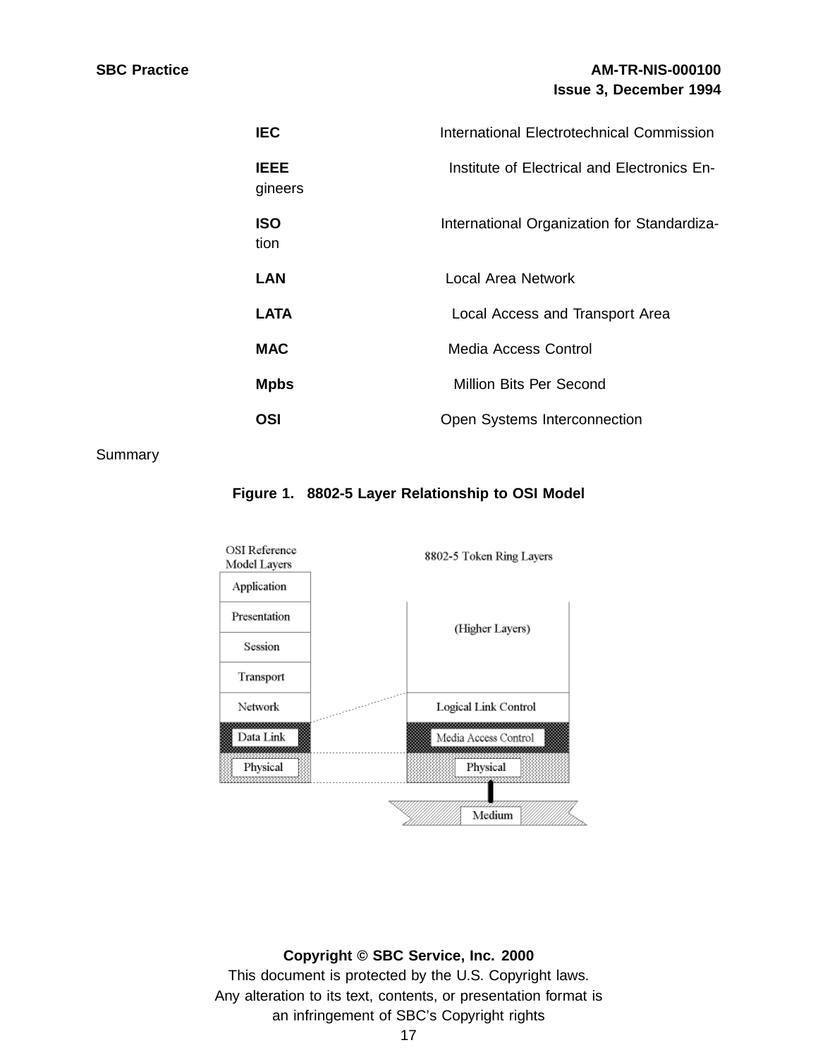**IEC** International Electrotechnical Commission

**IEEE** Institute of Electrical and Electronics Engineers

**ISO** International Organization for Standardization

**LAN** Local Area Network

**LATA** Local Access and Transport Area

**MAC** Media Access Control

**Mpbs** Million Bits Per Second

**OSI** Open Systems Interconnection

Summary

**Figure 1. 8802-5 Layer Relationship to OSI Model**

OSI Reference Model Layers

Application

Presentation

Session

Transport

Network

Data Link

Physical

8802-5 Token Ring Layers

(Higher Layers)

Logical Link Control

Media Access Control

Physical

Medium

**Copyright © SBC Service, Inc. 2000**

This document is protected by the U.S. Copyright laws.
Any alteration to its text, contents, or presentation format is an infringement of SBC's Copyright rights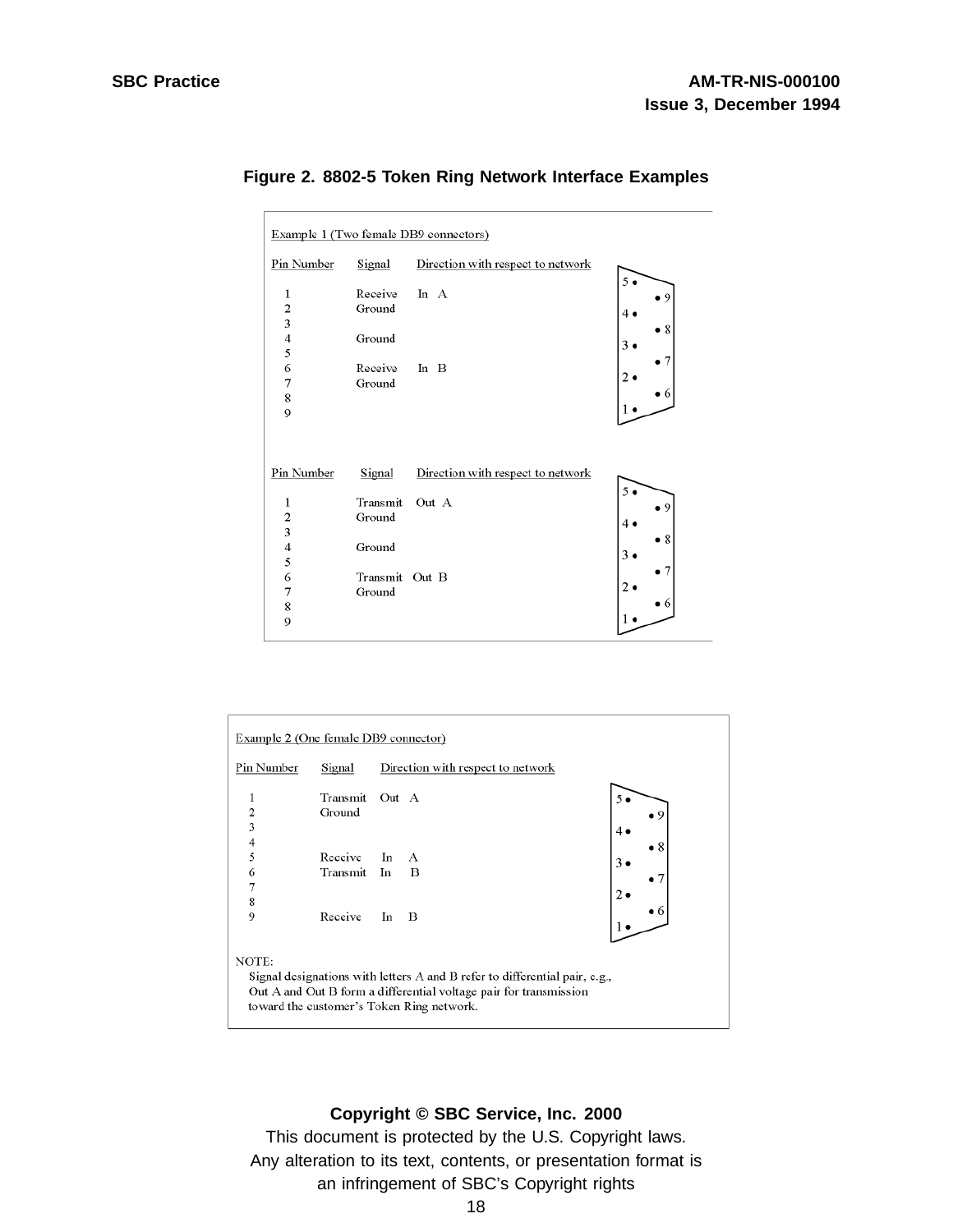## Figure 2. 8802-5 Token Ring Network Interface Examples

Example 1 (Two female DB9 connectors)

| Pin Number | Signal | Direction with respect to network |
|---|---|---|
| 1 | Receive | In A |
| 2 | Ground | |
| 3 | | |
| 4 | Ground | |
| 5 | | |
| 6 | Receive | In B |
| 7 | Ground | |
| 8 | | |
| 9 | | |

5 • • 9 4 • • 8 3 • • 7 2 • • 6 1 •

| Pin Number | Signal | Direction with respect to network |
|---|---|---|
| 1 | Transmit | Out A |
| 2 | Ground | |
| 3 | | |
| 4 | Ground | |
| 5 | | |
| 6 | Transmit | Out B |
| 7 | Ground | |
| 8 | | |
| 9 | | |

5 • • 9 4 • • 8 3 • • 7 2 • • 6 1 •

Example 2 (One female DB9 connector)

| Pin Number | Signal | Direction with respect to network |
|---|---|---|
| 1 | Transmit | Out A |
| 2 | Ground | |
| 3 | | |
| 4 | | |
| 5 | Receive | In A |
| 6 | Transmit | In B |
| 7 | | |
| 8 | | |
| 9 | Receive | In B |

5 • • 9 4 • • 8 3 • • 7 2 • • 6 1 •

NOTE:
Signal designations with letters A and B refer to differential pair, e.g., Out A and Out B form a differential voltage pair for transmission toward the customer's Token Ring network.

**Copyright © SBC Service, Inc. 2000**
This document is protected by the U.S. Copyright laws.
Any alteration to its text, contents, or presentation format is an infringement of SBC's Copyright rights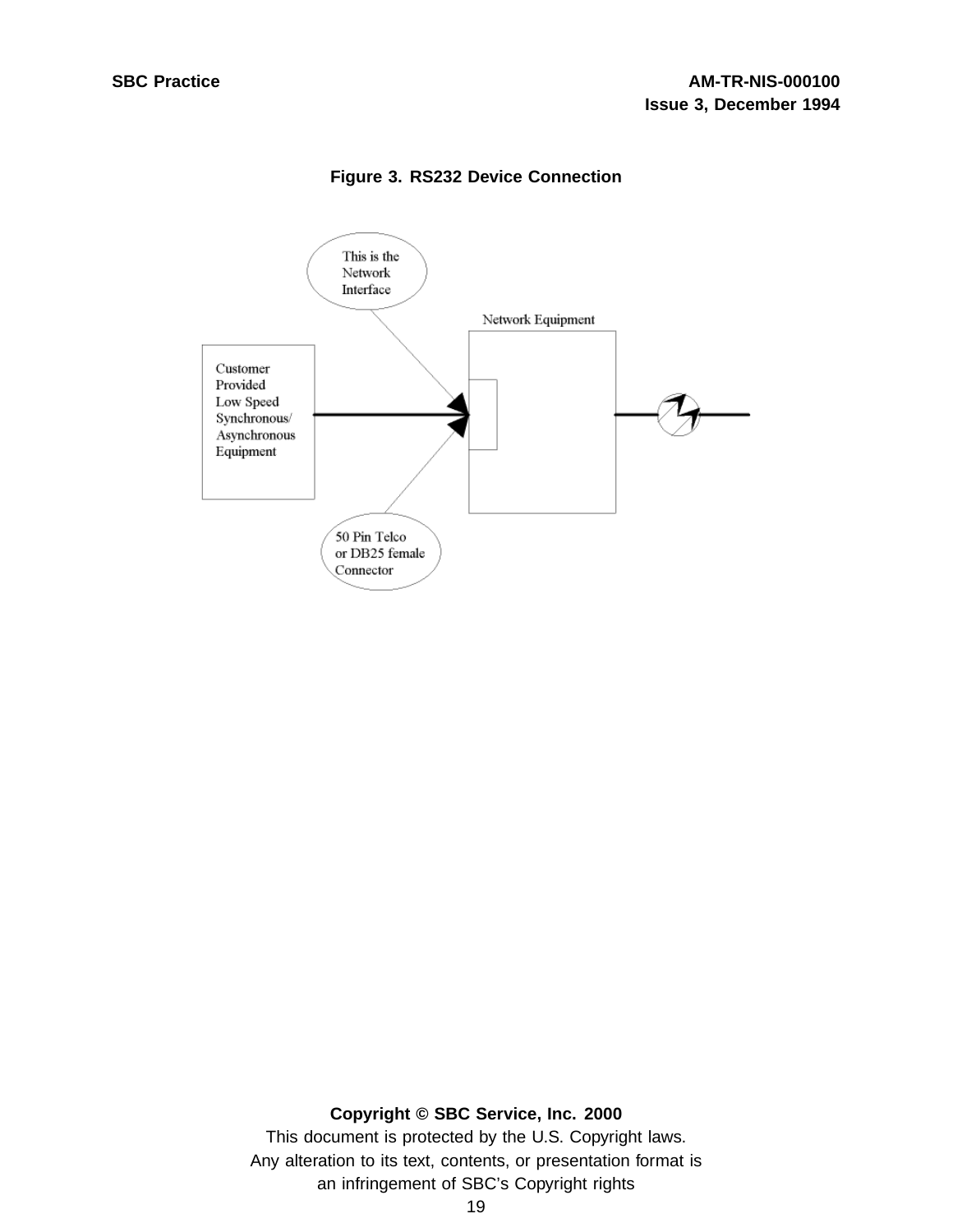**Figure 3. RS232 Device Connection**

This is the Network Interface

Network Equipment

Customer Provided Low Speed Synchronous/ Asynchronous Equipment

50 Pin Telco or DB25 female Connector

**Copyright © SBC Service, Inc. 2000**

This document is protected by the U.S. Copyright laws.
Any alteration to its text, contents, or presentation format is an infringement of SBC's Copyright rights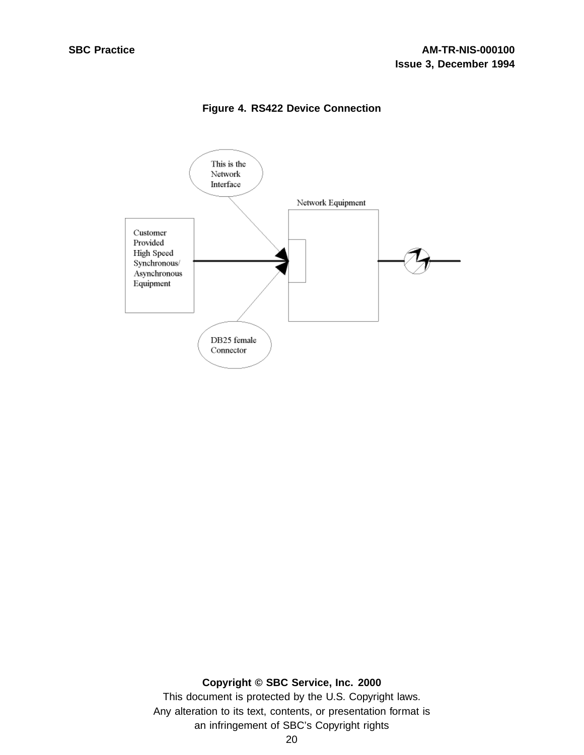Figure 4. RS422 Device Connection

This is the Network Interface

Network Equipment

Customer Provided High Speed Synchronous/ Asynchronous Equipment

DB25 female Connector

**Copyright © SBC Service, Inc. 2000**

This document is protected by the U.S. Copyright laws.
Any alteration to its text, contents, or presentation format is an infringement of SBC's Copyright rights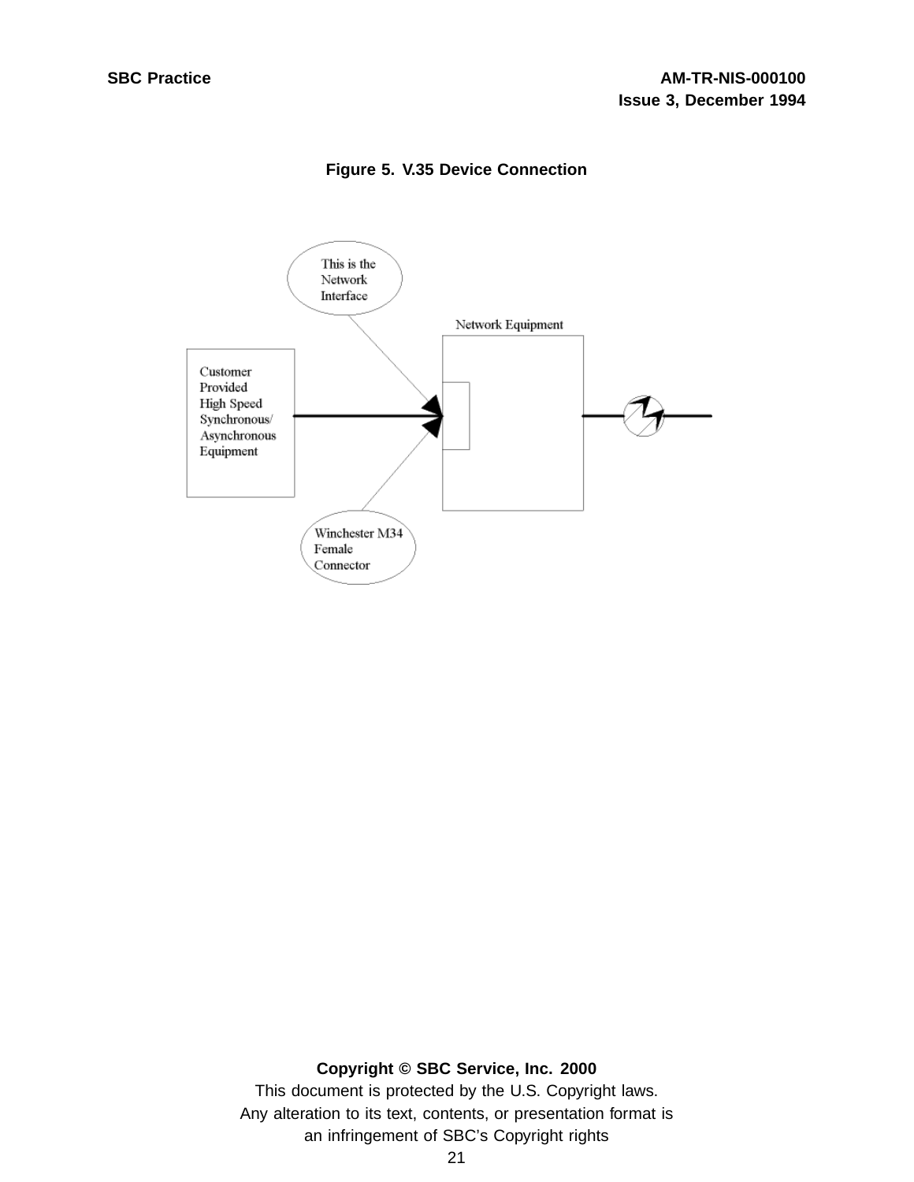**Figure 5. V.35 Device Connection**

This is the Network Interface

Network Equipment

Customer Provided High Speed Synchronous/ Asynchronous Equipment

Winchester M34 Female Connector

**Copyright © SBC Service, Inc. 2000**

This document is protected by the U.S. Copyright laws.
Any alteration to its text, contents, or presentation format is an infringement of SBC's Copyright rights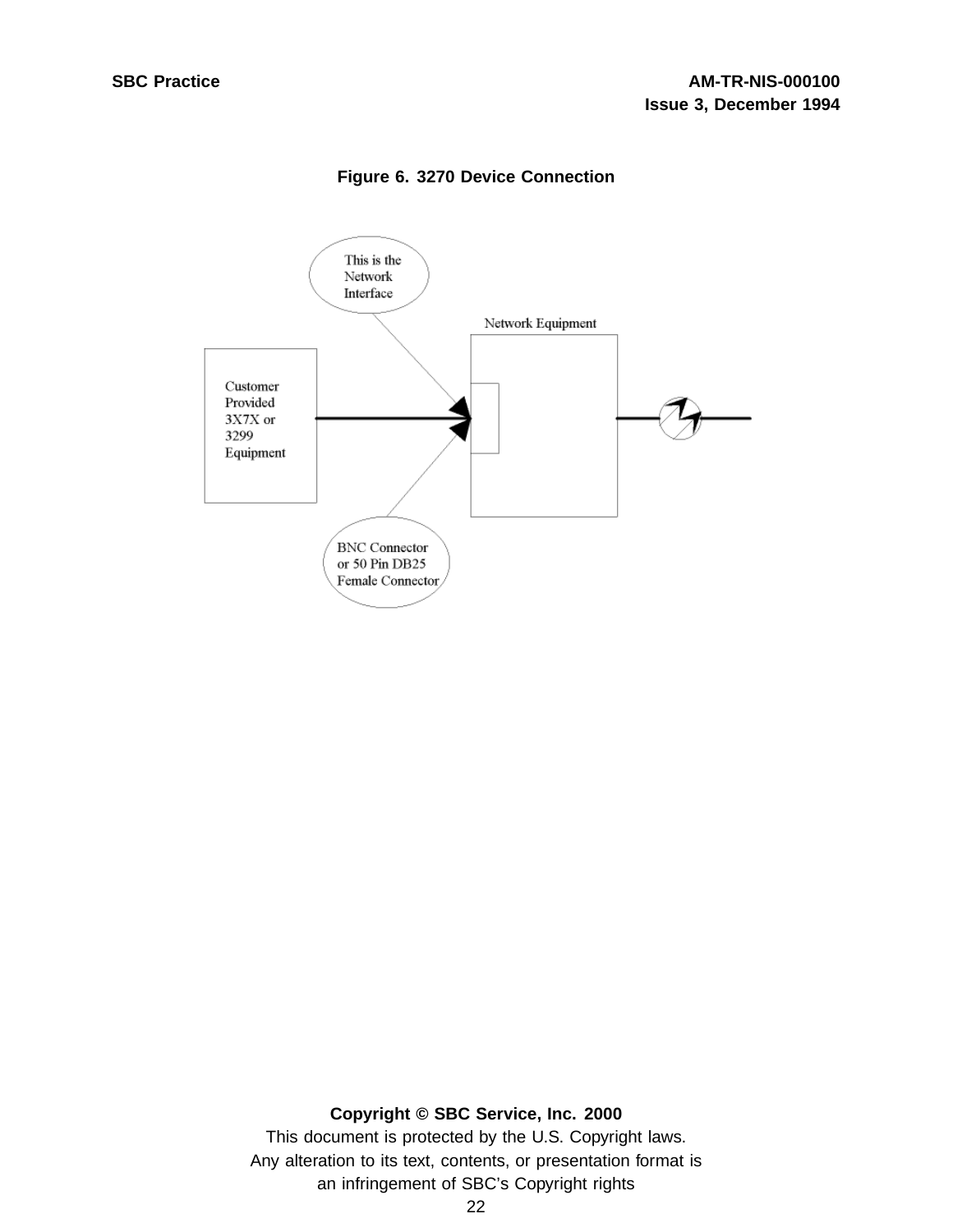**Figure 6. 3270 Device Connection**

This is the Network Interface

Network Equipment

Customer Provided 3X7X or 3299 Equipment

BNC Connector or 50 Pin DB25 Female Connector

**Copyright © SBC Service, Inc. 2000**

This document is protected by the U.S. Copyright laws.
Any alteration to its text, contents, or presentation format is an infringement of SBC's Copyright rights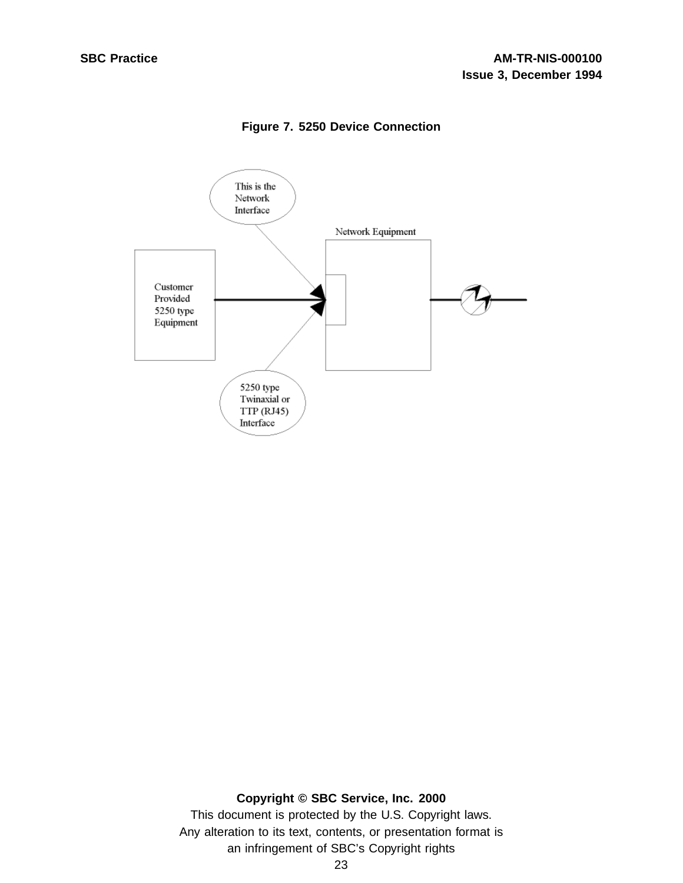**Figure 7. 5250 Device Connection**

This is the Network Interface

Network Equipment

Customer Provided 5250 type Equipment

5250 type Twinaxial or TTP (RJ45) Interface

**Copyright © SBC Service, Inc. 2000**

This document is protected by the U.S. Copyright laws.
Any alteration to its text, contents, or presentation format is an infringement of SBC's Copyright rights